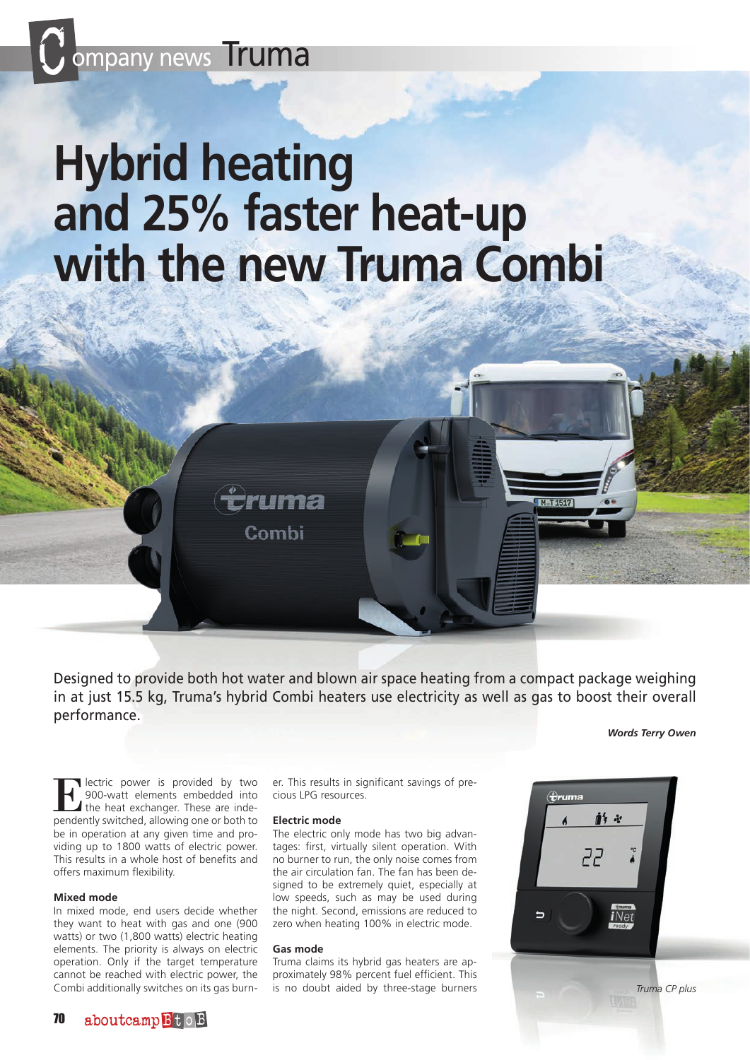# Hybrid heating and 25% faster heat-up with the new Truma Combi

Designed to provide both hot water and blown air space heating from a compact package weighing in at just 15.5 kg, Truma's hybrid Combi heaters use electricity as well as gas to boost their overall performance.

***Words Terry Owen***

Electric power is provided by two 900-watt elements embedded into the heat exchanger. These are independently switched, allowing one or both to be in operation at any given time and providing up to 1800 watts of electric power. This results in a whole host of benefits and offers maximum flexibility.

### Mixed mode

In mixed mode, end users decide whether they want to heat with gas and one (900 watts) or two (1,800 watts) electric heating elements. The priority is always on electric operation. Only if the target temperature cannot be reached with electric power, the Combi additionally switches on its gas burner. This results in significant savings of precious LPG resources.

### Electric mode

The electric only mode has two big advantages: first, virtually silent operation. With no burner to run, the only noise comes from the air circulation fan. The fan has been designed to be extremely quiet, especially at low speeds, such as may be used during the night. Second, emissions are reduced to zero when heating 100% in electric mode.

### Gas mode

Truma claims its hybrid gas heaters are approximately 98% percent fuel efficient. This is no doubt aided by three-stage burners

*Truma CP plus*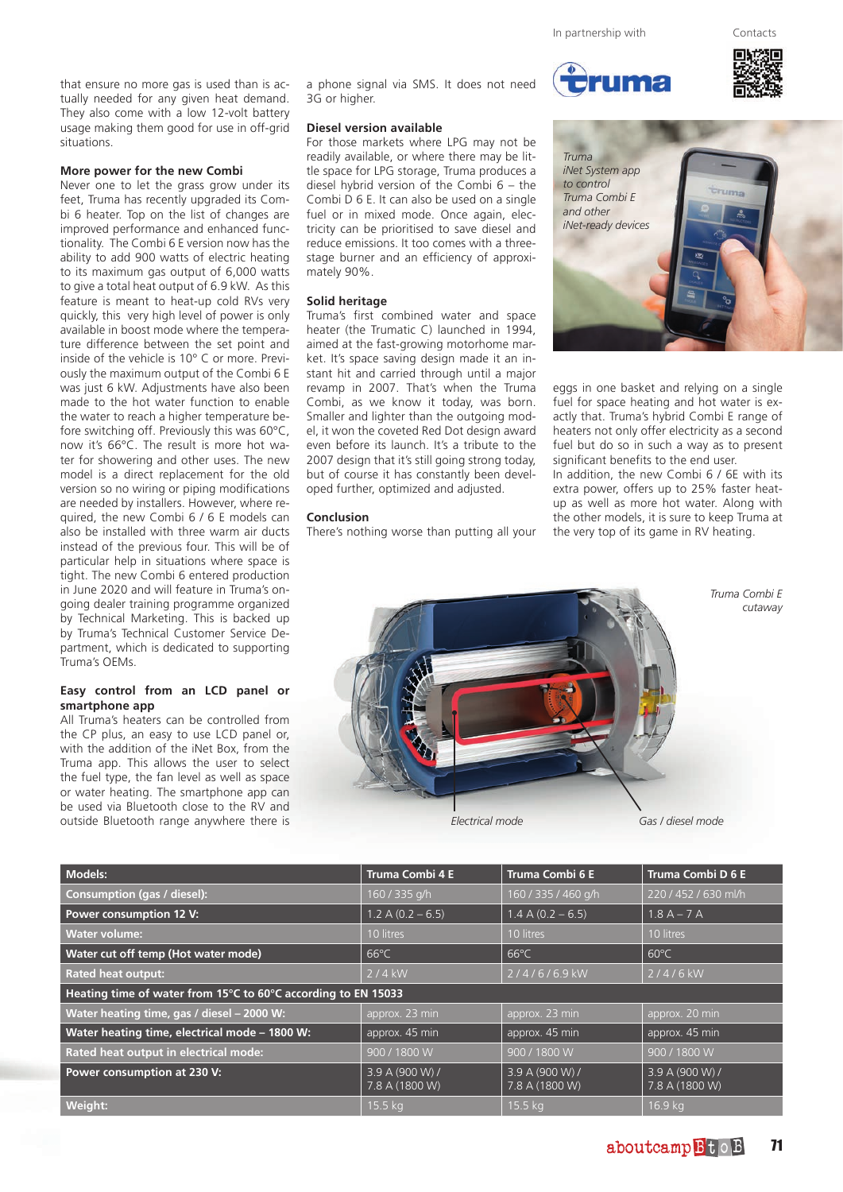that ensure no more gas is used than is actually needed for any given heat demand. They also come with a low 12-volt battery usage making them good for use in off-grid situations.

### More power for the new Combi

Never one to let the grass grow under its feet, Truma has recently upgraded its Combi 6 heater. Top on the list of changes are improved performance and enhanced functionality. The Combi 6 E version now has the ability to add 900 watts of electric heating to its maximum gas output of 6,000 watts to give a total heat output of 6.9 kW. As this feature is meant to heat-up cold RVs very quickly, this very high level of power is only available in boost mode where the temperature difference between the set point and inside of the vehicle is 10° C or more. Previously the maximum output of the Combi 6 E was just 6 kW. Adjustments have also been made to the hot water function to enable the water to reach a higher temperature before switching off. Previously this was 60°C, now it's 66°C. The result is more hot water for showering and other uses. The new model is a direct replacement for the old version so no wiring or piping modifications are needed by installers. However, where required, the new Combi 6 / 6 E models can also be installed with three warm air ducts instead of the previous four. This will be of particular help in situations where space is tight. The new Combi 6 entered production in June 2020 and will feature in Truma's ongoing dealer training programme organized by Technical Marketing. This is backed up by Truma's Technical Customer Service Department, which is dedicated to supporting Truma's OEMs.

### Easy control from an LCD panel or smartphone app

All Truma's heaters can be controlled from the CP plus, an easy to use LCD panel or, with the addition of the iNet Box, from the Truma app. This allows the user to select the fuel type, the fan level as well as space or water heating. The smartphone app can be used via Bluetooth close to the RV and outside Bluetooth range anywhere there is a phone signal via SMS. It does not need 3G or higher.

### Diesel version available

For those markets where LPG may not be readily available, or where there may be little space for LPG storage, Truma produces a diesel hybrid version of the Combi 6 – the Combi D 6 E. It can also be used on a single fuel or in mixed mode. Once again, electricity can be prioritised to save diesel and reduce emissions. It too comes with a three-stage burner and an efficiency of approximately 90%.

### Solid heritage

Truma's first combined water and space heater (the Trumatic C) launched in 1994, aimed at the fast-growing motorhome market. Its space saving design made it an instant hit and carried through until a major revamp in 2007. That's when the Truma Combi, as we know it today, was born. Smaller and lighter than the outgoing model, it won the coveted Red Dot design award even before its launch. It's a tribute to the 2007 design that it's still going strong today, but of course it has constantly been developed further, optimized and adjusted.

### Conclusion

There's nothing worse than putting all your eggs in one basket and relying on a single fuel for space heating and hot water is exactly that. Truma's hybrid Combi E range of heaters not only offer electricity as a second fuel but do so in such a way as to present significant benefits to the end user.
In addition, the new Combi 6 / 6E with its extra power, offers up to 25% faster heat-up as well as more hot water. Along with the other models, it is sure to keep Truma at the very top of its game in RV heating.

*Truma iNet System app to control Truma Combi E and other iNet-ready devices*

*Truma Combi E cutaway*

*Electrical mode*

*Gas / diesel mode*

| Models: | Truma Combi 4 E | Truma Combi 6 E | Truma Combi D 6 E |
|---|---|---|---|
| Consumption (gas / diesel): | 160 / 335 g/h | 160 / 335 / 460 g/h | 220 / 452 / 630 ml/h |
| Power consumption 12 V: | 1.2 A (0.2 – 6.5) | 1.4 A (0.2 – 6.5) | 1.8 A – 7 A |
| Water volume: | 10 litres | 10 litres | 10 litres |
| Water cut off temp (Hot water mode) | 66°C | 66°C | 60°C |
| Rated heat output: | 2 / 4 kW | 2 / 4 / 6 / 6.9 kW | 2 / 4 / 6 kW |
| **Heating time of water from 15°C to 60°C according to EN 15033** | | | |
| Water heating time, gas / diesel – 2000 W: | approx. 23 min | approx. 23 min | approx. 20 min |
| Water heating time, electrical mode – 1800 W: | approx. 45 min | approx. 45 min | approx. 45 min |
| Rated heat output in electrical mode: | 900 / 1800 W | 900 / 1800 W | 900 / 1800 W |
| Power consumption at 230 V: | 3.9 A (900 W) / 7.8 A (1800 W) | 3.9 A (900 W) / 7.8 A (1800 W) | 3.9 A (900 W) / 7.8 A (1800 W) |
| Weight: | 15.5 kg | 15.5 kg | 16.9 kg |